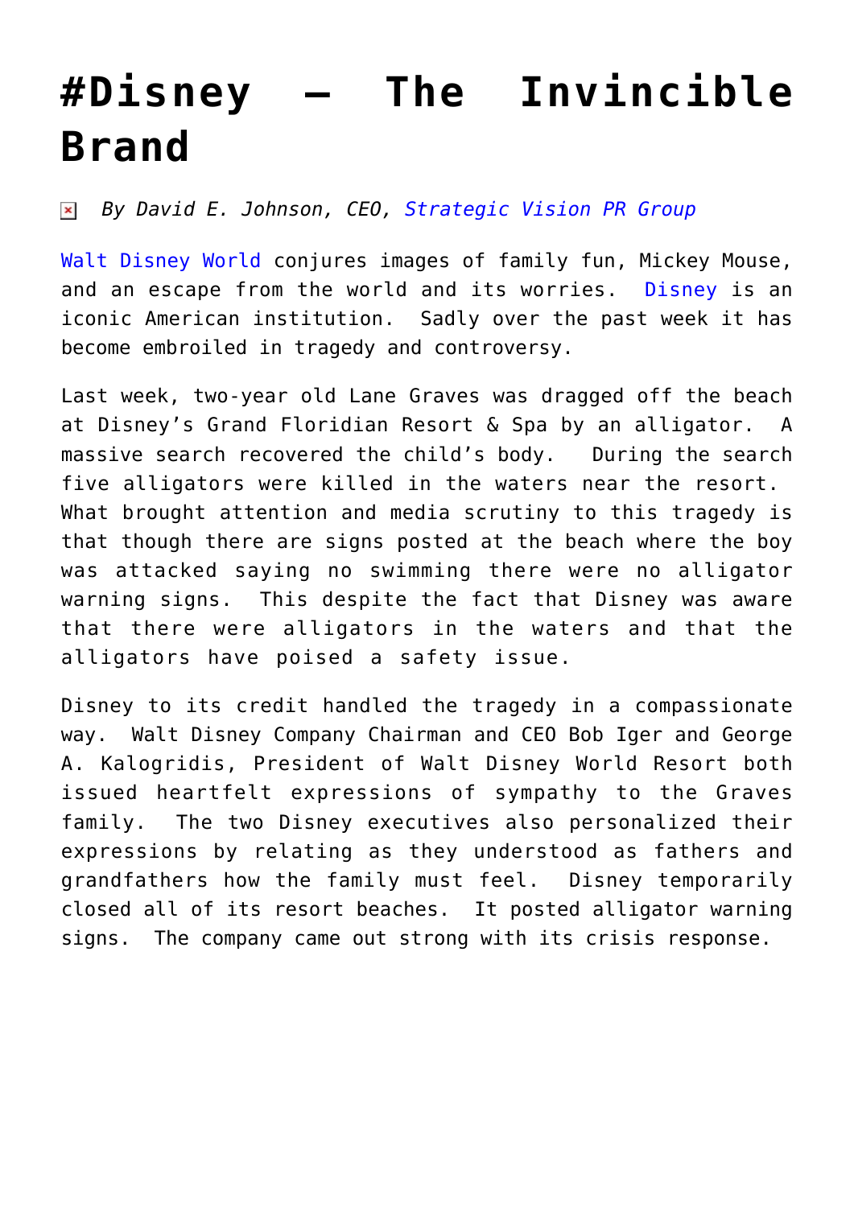# #Disney – The Invincible Brand

*By David E. Johnson, CEO, Strategic Vision PR Group*

Walt Disney World conjures images of family fun, Mickey Mouse, and an escape from the world and its worries. Disney is an iconic American institution. Sadly over the past week it has become embroiled in tragedy and controversy.

Last week, two-year old Lane Graves was dragged off the beach at Disney's Grand Floridian Resort & Spa by an alligator. A massive search recovered the child's body. During the search five alligators were killed in the waters near the resort. What brought attention and media scrutiny to this tragedy is that though there are signs posted at the beach where the boy was attacked saying no swimming there were no alligator warning signs. This despite the fact that Disney was aware that there were alligators in the waters and that the alligators have poised a safety issue.

Disney to its credit handled the tragedy in a compassionate way. Walt Disney Company Chairman and CEO Bob Iger and George A. Kalogridis, President of Walt Disney World Resort both issued heartfelt expressions of sympathy to the Graves family. The two Disney executives also personalized their expressions by relating as they understood as fathers and grandfathers how the family must feel. Disney temporarily closed all of its resort beaches. It posted alligator warning signs. The company came out strong with its crisis response.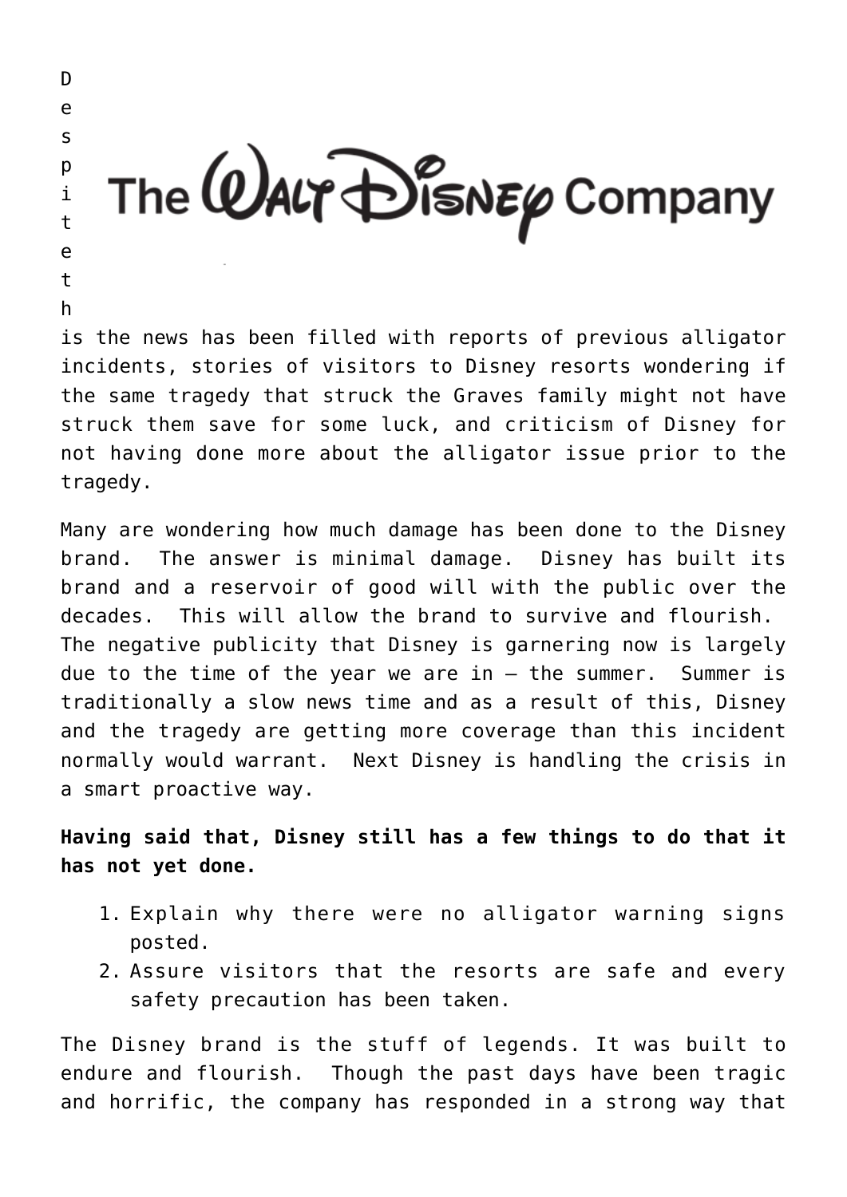Despite this the news has been filled with reports of previous alligator incidents, stories of visitors to Disney resorts wondering if the same tragedy that struck the Graves family might not have struck them save for some luck, and criticism of Disney for not having done more about the alligator issue prior to the tragedy.

Many are wondering how much damage has been done to the Disney brand. The answer is minimal damage. Disney has built its brand and a reservoir of good will with the public over the decades. This will allow the brand to survive and flourish. The negative publicity that Disney is garnering now is largely due to the time of the year we are in – the summer. Summer is traditionally a slow news time and as a result of this, Disney and the tragedy are getting more coverage than this incident normally would warrant. Next Disney is handling the crisis in a smart proactive way.

**Having said that, Disney still has a few things to do that it has not yet done.**

1. Explain why there were no alligator warning signs posted.
2. Assure visitors that the resorts are safe and every safety precaution has been taken.

The Disney brand is the stuff of legends. It was built to endure and flourish. Though the past days have been tragic and horrific, the company has responded in a strong way that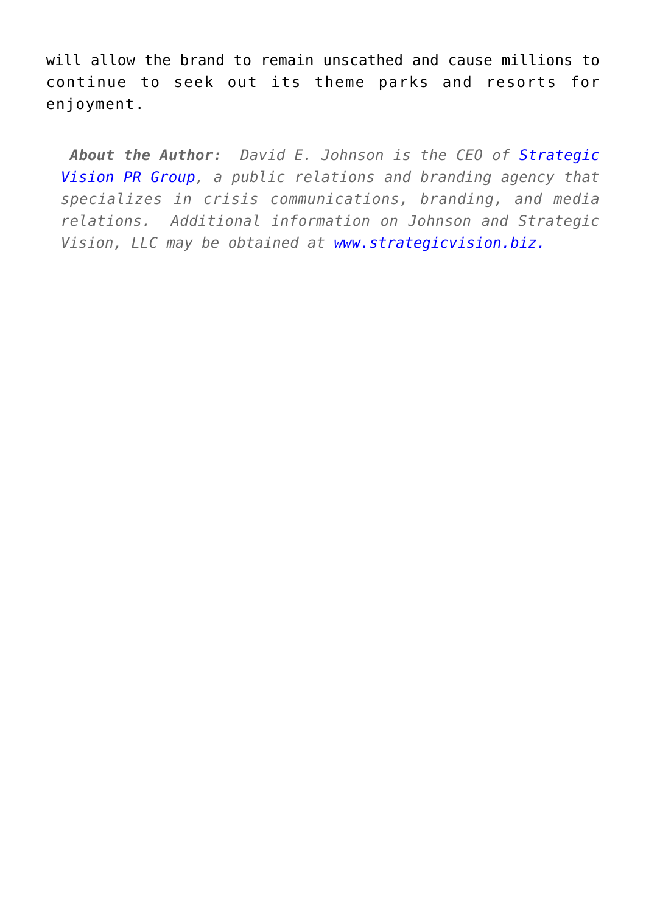will allow the brand to remain unscathed and cause millions to continue to seek out its theme parks and resorts for enjoyment.

***About the Author:*** *David E. Johnson is the CEO of Strategic Vision PR Group, a public relations and branding agency that specializes in crisis communications, branding, and media relations. Additional information on Johnson and Strategic Vision, LLC may be obtained at www.strategicvision.biz.*